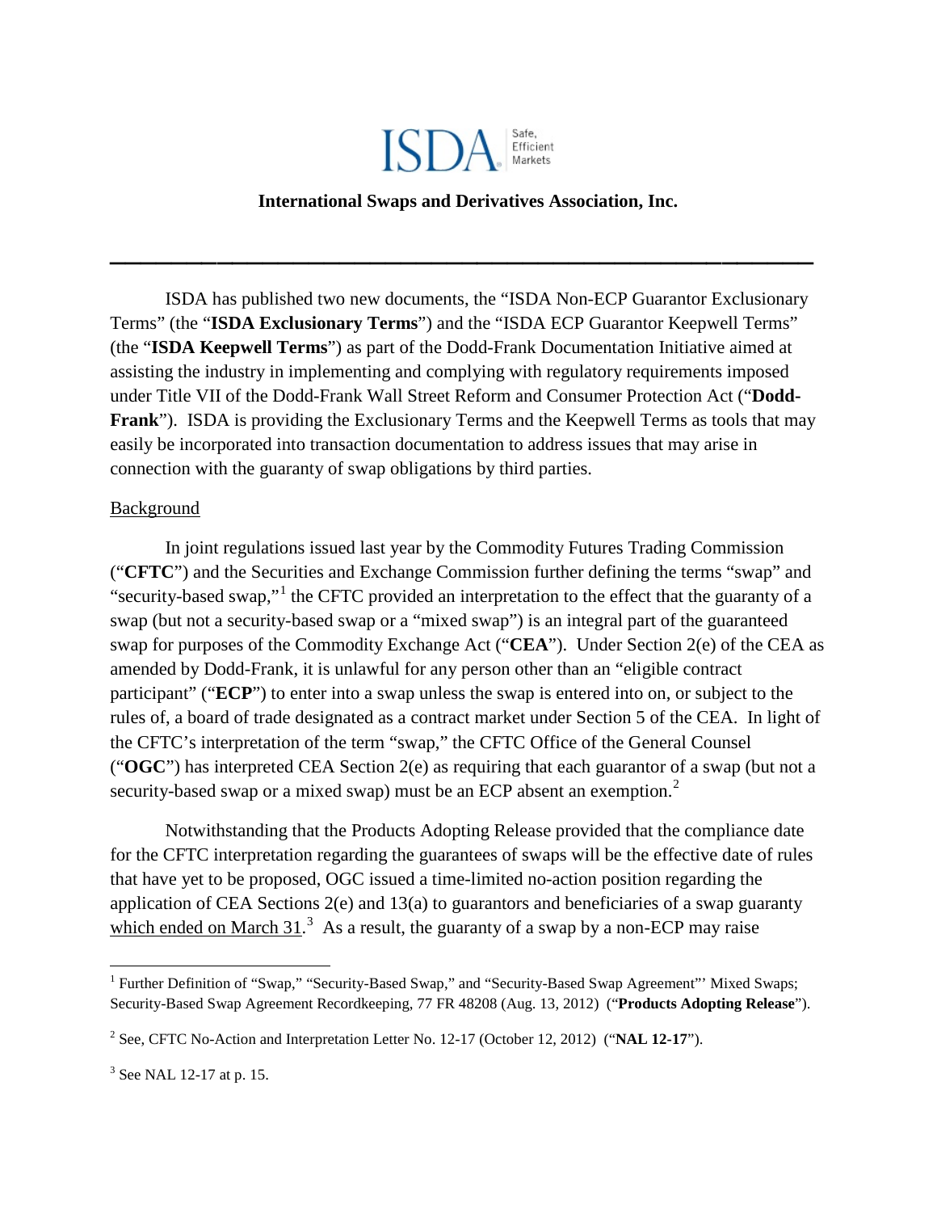ISDA Safe, Efficient Markets

**International Swaps and Derivatives Association, Inc.**

---

ISDA has published two new documents, the "ISDA Non-ECP Guarantor Exclusionary Terms" (the "**ISDA Exclusionary Terms**") and the "ISDA ECP Guarantor Keepwell Terms" (the "**ISDA Keepwell Terms**") as part of the Dodd-Frank Documentation Initiative aimed at assisting the industry in implementing and complying with regulatory requirements imposed under Title VII of the Dodd-Frank Wall Street Reform and Consumer Protection Act ("**Dodd-Frank**"). ISDA is providing the Exclusionary Terms and the Keepwell Terms as tools that may easily be incorporated into transaction documentation to address issues that may arise in connection with the guaranty of swap obligations by third parties.

Background

In joint regulations issued last year by the Commodity Futures Trading Commission ("**CFTC**") and the Securities and Exchange Commission further defining the terms "swap" and "security-based swap,"[1] the CFTC provided an interpretation to the effect that the guaranty of a swap (but not a security-based swap or a "mixed swap") is an integral part of the guaranteed swap for purposes of the Commodity Exchange Act ("**CEA**"). Under Section 2(e) of the CEA as amended by Dodd-Frank, it is unlawful for any person other than an "eligible contract participant" ("**ECP**") to enter into a swap unless the swap is entered into on, or subject to the rules of, a board of trade designated as a contract market under Section 5 of the CEA. In light of the CFTC's interpretation of the term "swap," the CFTC Office of the General Counsel ("**OGC**") has interpreted CEA Section 2(e) as requiring that each guarantor of a swap (but not a security-based swap or a mixed swap) must be an ECP absent an exemption.[2]

Notwithstanding that the Products Adopting Release provided that the compliance date for the CFTC interpretation regarding the guarantees of swaps will be the effective date of rules that have yet to be proposed, OGC issued a time-limited no-action position regarding the application of CEA Sections 2(e) and 13(a) to guarantors and beneficiaries of a swap guaranty which ended on March 31.[3] As a result, the guaranty of a swap by a non-ECP may raise

---

[1] Further Definition of "Swap," "Security-Based Swap," and "Security-Based Swap Agreement"' Mixed Swaps; Security-Based Swap Agreement Recordkeeping, 77 FR 48208 (Aug. 13, 2012) ("**Products Adopting Release**").

[2] See, CFTC No-Action and Interpretation Letter No. 12-17 (October 12, 2012) ("**NAL 12-17**").

[3] See NAL 12-17 at p. 15.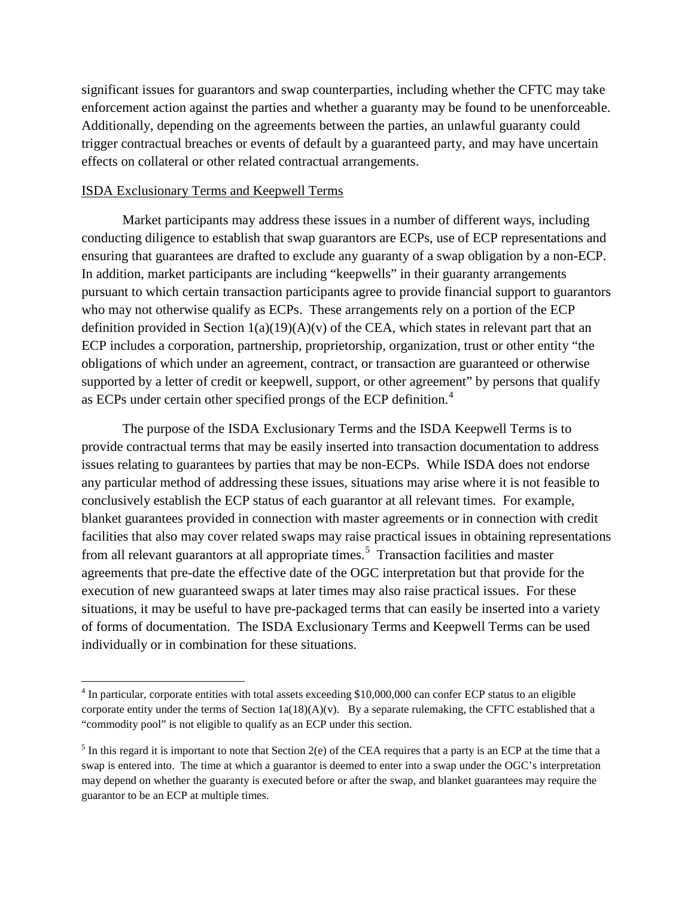significant issues for guarantors and swap counterparties, including whether the CFTC may take enforcement action against the parties and whether a guaranty may be found to be unenforceable. Additionally, depending on the agreements between the parties, an unlawful guaranty could trigger contractual breaches or events of default by a guaranteed party, and may have uncertain effects on collateral or other related contractual arrangements.

ISDA Exclusionary Terms and Keepwell Terms

Market participants may address these issues in a number of different ways, including conducting diligence to establish that swap guarantors are ECPs, use of ECP representations and ensuring that guarantees are drafted to exclude any guaranty of a swap obligation by a non-ECP. In addition, market participants are including "keepwells" in their guaranty arrangements pursuant to which certain transaction participants agree to provide financial support to guarantors who may not otherwise qualify as ECPs. These arrangements rely on a portion of the ECP definition provided in Section 1(a)(19)(A)(v) of the CEA, which states in relevant part that an ECP includes a corporation, partnership, proprietorship, organization, trust or other entity "the obligations of which under an agreement, contract, or transaction are guaranteed or otherwise supported by a letter of credit or keepwell, support, or other agreement" by persons that qualify as ECPs under certain other specified prongs of the ECP definition.[4]

The purpose of the ISDA Exclusionary Terms and the ISDA Keepwell Terms is to provide contractual terms that may be easily inserted into transaction documentation to address issues relating to guarantees by parties that may be non-ECPs. While ISDA does not endorse any particular method of addressing these issues, situations may arise where it is not feasible to conclusively establish the ECP status of each guarantor at all relevant times. For example, blanket guarantees provided in connection with master agreements or in connection with credit facilities that also may cover related swaps may raise practical issues in obtaining representations from all relevant guarantors at all appropriate times.[5] Transaction facilities and master agreements that pre-date the effective date of the OGC interpretation but that provide for the execution of new guaranteed swaps at later times may also raise practical issues. For these situations, it may be useful to have pre-packaged terms that can easily be inserted into a variety of forms of documentation. The ISDA Exclusionary Terms and Keepwell Terms can be used individually or in combination for these situations.

---

[4] In particular, corporate entities with total assets exceeding $10,000,000 can confer ECP status to an eligible corporate entity under the terms of Section 1a(18)(A)(v). By a separate rulemaking, the CFTC established that a "commodity pool" is not eligible to qualify as an ECP under this section.

[5] In this regard it is important to note that Section 2(e) of the CEA requires that a party is an ECP at the time that a swap is entered into. The time at which a guarantor is deemed to enter into a swap under the OGC's interpretation may depend on whether the guaranty is executed before or after the swap, and blanket guarantees may require the guarantor to be an ECP at multiple times.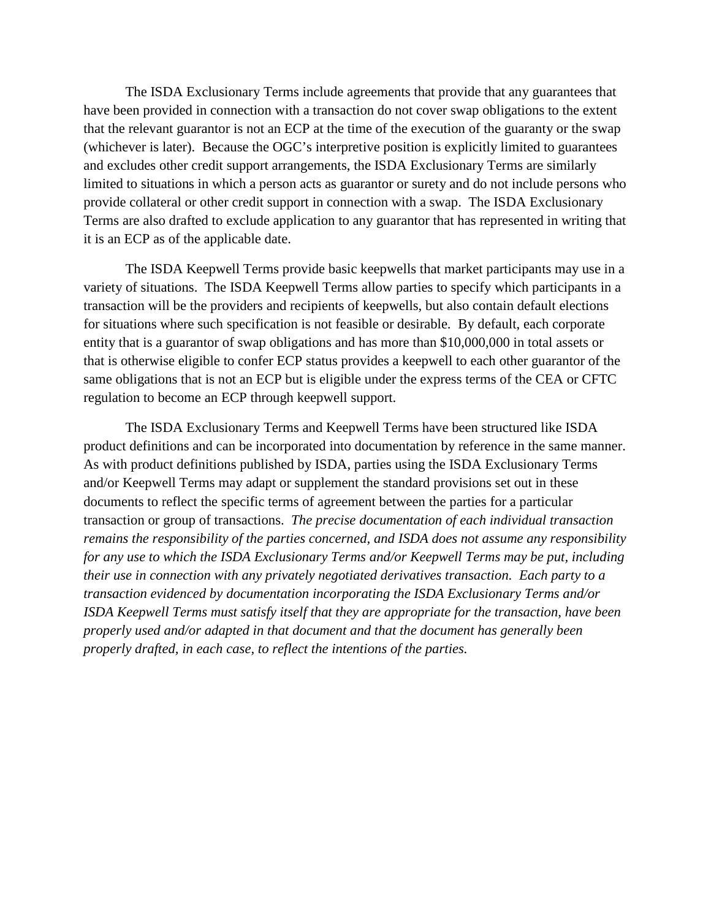The ISDA Exclusionary Terms include agreements that provide that any guarantees that have been provided in connection with a transaction do not cover swap obligations to the extent that the relevant guarantor is not an ECP at the time of the execution of the guaranty or the swap (whichever is later). Because the OGC's interpretive position is explicitly limited to guarantees and excludes other credit support arrangements, the ISDA Exclusionary Terms are similarly limited to situations in which a person acts as guarantor or surety and do not include persons who provide collateral or other credit support in connection with a swap. The ISDA Exclusionary Terms are also drafted to exclude application to any guarantor that has represented in writing that it is an ECP as of the applicable date.

The ISDA Keepwell Terms provide basic keepwells that market participants may use in a variety of situations. The ISDA Keepwell Terms allow parties to specify which participants in a transaction will be the providers and recipients of keepwells, but also contain default elections for situations where such specification is not feasible or desirable. By default, each corporate entity that is a guarantor of swap obligations and has more than $10,000,000 in total assets or that is otherwise eligible to confer ECP status provides a keepwell to each other guarantor of the same obligations that is not an ECP but is eligible under the express terms of the CEA or CFTC regulation to become an ECP through keepwell support.

The ISDA Exclusionary Terms and Keepwell Terms have been structured like ISDA product definitions and can be incorporated into documentation by reference in the same manner. As with product definitions published by ISDA, parties using the ISDA Exclusionary Terms and/or Keepwell Terms may adapt or supplement the standard provisions set out in these documents to reflect the specific terms of agreement between the parties for a particular transaction or group of transactions. *The precise documentation of each individual transaction remains the responsibility of the parties concerned, and ISDA does not assume any responsibility for any use to which the ISDA Exclusionary Terms and/or Keepwell Terms may be put, including their use in connection with any privately negotiated derivatives transaction. Each party to a transaction evidenced by documentation incorporating the ISDA Exclusionary Terms and/or ISDA Keepwell Terms must satisfy itself that they are appropriate for the transaction, have been properly used and/or adapted in that document and that the document has generally been properly drafted, in each case, to reflect the intentions of the parties.*